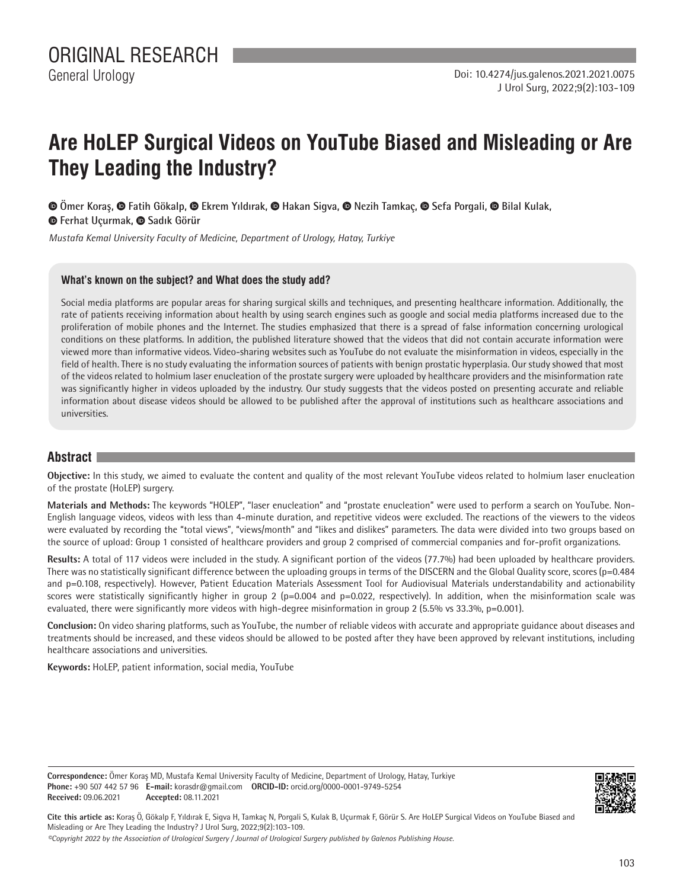ORIGINAL RESEARCH

General Urology

Doi: 10.4274/jus.galenos.2021.2021.0075

# Are HoLEP Surgical Videos on YouTube Biased and Misleading or Are They Leading the Industry?

Ömer Koraş, Fatih Gökalp, Ekrem Yıldırak, Hakan Sigva, Nezih Tamkaç, Sefa Porgali, Bilal Kulak, Ferhat Uçurmak, Sadık Görür

*Mustafa Kemal University Faculty of Medicine, Department of Urology, Hatay, Turkiye*

### What's known on the subject? and What does the study add?

Social media platforms are popular areas for sharing surgical skills and techniques, and presenting healthcare information. Additionally, the rate of patients receiving information about health by using search engines such as google and social media platforms increased due to the proliferation of mobile phones and the Internet. The studies emphasized that there is a spread of false information concerning urological conditions on these platforms. In addition, the published literature showed that the videos that did not contain accurate information were viewed more than informative videos. Video-sharing websites such as YouTube do not evaluate the misinformation in videos, especially in the field of health. There is no study evaluating the information sources of patients with benign prostatic hyperplasia. Our study showed that most of the videos related to holmium laser enucleation of the prostate surgery were uploaded by healthcare providers and the misinformation rate was significantly higher in videos uploaded by the industry. Our study suggests that the videos posted on presenting accurate and reliable information about disease videos should be allowed to be published after the approval of institutions such as healthcare associations and universities.

## Abstract

**Objective:** In this study, we aimed to evaluate the content and quality of the most relevant YouTube videos related to holmium laser enucleation of the prostate (HoLEP) surgery.

**Materials and Methods:** The keywords "HOLEP", "laser enucleation" and "prostate enucleation" were used to perform a search on YouTube. Non-English language videos, videos with less than 4-minute duration, and repetitive videos were excluded. The reactions of the viewers to the videos were evaluated by recording the "total views", "views/month" and "likes and dislikes" parameters. The data were divided into two groups based on the source of upload: Group 1 consisted of healthcare providers and group 2 comprised of commercial companies and for-profit organizations.

**Results:** A total of 117 videos were included in the study. A significant portion of the videos (77.7%) had been uploaded by healthcare providers. There was no statistically significant difference between the uploading groups in terms of the DISCERN and the Global Quality score, scores (p=0.484 and p=0.108, respectively). However, Patient Education Materials Assessment Tool for Audiovisual Materials understandability and actionability scores were statistically significantly higher in group 2 (p=0.004 and p=0.022, respectively). In addition, when the misinformation scale was evaluated, there were significantly more videos with high-degree misinformation in group 2 (5.5% vs 33.3%, p=0.001).

**Conclusion:** On video sharing platforms, such as YouTube, the number of reliable videos with accurate and appropriate guidance about diseases and treatments should be increased, and these videos should be allowed to be posted after they have been approved by relevant institutions, including healthcare associations and universities.

**Keywords:** HoLEP, patient information, social media, YouTube

**Correspondence:** Ömer Koraş MD, Mustafa Kemal University Faculty of Medicine, Department of Urology, Hatay, Turkiye
**Phone:** +90 507 442 57 96 **E-mail:** korasdr@gmail.com **ORCID-ID:** orcid.org/0000-0001-9749-5254
**Received:** 09.06.2021 **Accepted:** 08.11.2021

**Cite this article as:** Koraş Ö, Gökalp F, Yıldırak E, Sigva H, Tamkaç N, Porgali S, Kulak B, Uçurmak F, Görür S. Are HoLEP Surgical Videos on YouTube Biased and Misleading or Are They Leading the Industry? J Urol Surg, 2022;9(2):103-109.

*©Copyright 2022 by the Association of Urological Surgery / Journal of Urological Surgery published by Galenos Publishing House.*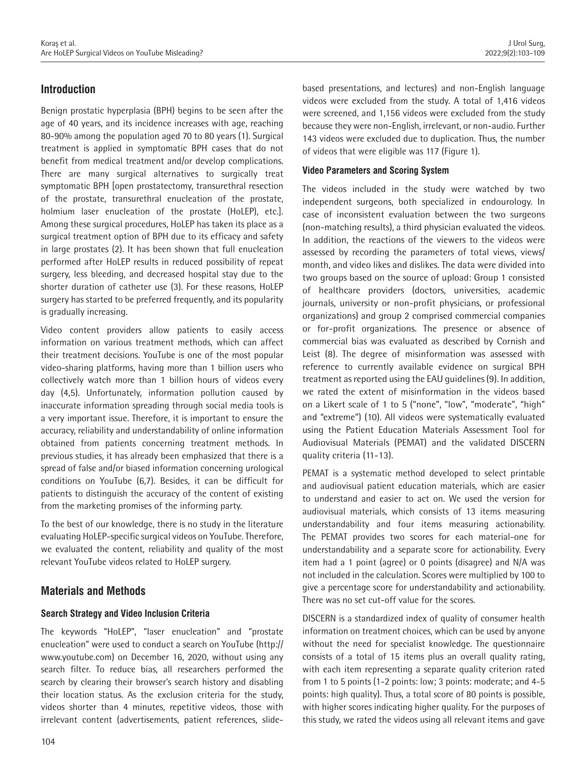## Introduction

Benign prostatic hyperplasia (BPH) begins to be seen after the age of 40 years, and its incidence increases with age, reaching 80-90% among the population aged 70 to 80 years (1). Surgical treatment is applied in symptomatic BPH cases that do not benefit from medical treatment and/or develop complications. There are many surgical alternatives to surgically treat symptomatic BPH [open prostatectomy, transurethral resection of the prostate, transurethral enucleation of the prostate, holmium laser enucleation of the prostate (HoLEP), etc.]. Among these surgical procedures, HoLEP has taken its place as a surgical treatment option of BPH due to its efficacy and safety in large prostates (2). It has been shown that full enucleation performed after HoLEP results in reduced possibility of repeat surgery, less bleeding, and decreased hospital stay due to the shorter duration of catheter use (3). For these reasons, HoLEP surgery has started to be preferred frequently, and its popularity is gradually increasing.

Video content providers allow patients to easily access information on various treatment methods, which can affect their treatment decisions. YouTube is one of the most popular video-sharing platforms, having more than 1 billion users who collectively watch more than 1 billion hours of videos every day (4,5). Unfortunately, information pollution caused by inaccurate information spreading through social media tools is a very important issue. Therefore, it is important to ensure the accuracy, reliability and understandability of online information obtained from patients concerning treatment methods. In previous studies, it has already been emphasized that there is a spread of false and/or biased information concerning urological conditions on YouTube (6,7). Besides, it can be difficult for patients to distinguish the accuracy of the content of existing from the marketing promises of the informing party.

To the best of our knowledge, there is no study in the literature evaluating HoLEP-specific surgical videos on YouTube. Therefore, we evaluated the content, reliability and quality of the most relevant YouTube videos related to HoLEP surgery.

## Materials and Methods

### Search Strategy and Video Inclusion Criteria

The keywords "HoLEP", "laser enucleation" and "prostate enucleation" were used to conduct a search on YouTube (http://www.youtube.com) on December 16, 2020, without using any search filter. To reduce bias, all researchers performed the search by clearing their browser's search history and disabling their location status. As the exclusion criteria for the study, videos shorter than 4 minutes, repetitive videos, those with irrelevant content (advertisements, patient references, slide-based presentations, and lectures) and non-English language videos were excluded from the study. A total of 1,416 videos were screened, and 1,156 videos were excluded from the study because they were non-English, irrelevant, or non-audio. Further 143 videos were excluded due to duplication. Thus, the number of videos that were eligible was 117 (Figure 1).

### Video Parameters and Scoring System

The videos included in the study were watched by two independent surgeons, both specialized in endourology. In case of inconsistent evaluation between the two surgeons (non-matching results), a third physician evaluated the videos. In addition, the reactions of the viewers to the videos were assessed by recording the parameters of total views, views/month, and video likes and dislikes. The data were divided into two groups based on the source of upload: Group 1 consisted of healthcare providers (doctors, universities, academic journals, university or non-profit physicians, or professional organizations) and group 2 comprised commercial companies or for-profit organizations. The presence or absence of commercial bias was evaluated as described by Cornish and Leist (8). The degree of misinformation was assessed with reference to currently available evidence on surgical BPH treatment as reported using the EAU guidelines (9). In addition, we rated the extent of misinformation in the videos based on a Likert scale of 1 to 5 ("none", "low", "moderate", "high" and "extreme") (10). All videos were systematically evaluated using the Patient Education Materials Assessment Tool for Audiovisual Materials (PEMAT) and the validated DISCERN quality criteria (11-13).

PEMAT is a systematic method developed to select printable and audiovisual patient education materials, which are easier to understand and easier to act on. We used the version for audiovisual materials, which consists of 13 items measuring understandability and four items measuring actionability. The PEMAT provides two scores for each material-one for understandability and a separate score for actionability. Every item had a 1 point (agree) or 0 points (disagree) and N/A was not included in the calculation. Scores were multiplied by 100 to give a percentage score for understandability and actionability. There was no set cut-off value for the scores.

DISCERN is a standardized index of quality of consumer health information on treatment choices, which can be used by anyone without the need for specialist knowledge. The questionnaire consists of a total of 15 items plus an overall quality rating, with each item representing a separate quality criterion rated from 1 to 5 points (1-2 points: low; 3 points: moderate; and 4-5 points: high quality). Thus, a total score of 80 points is possible, with higher scores indicating higher quality. For the purposes of this study, we rated the videos using all relevant items and gave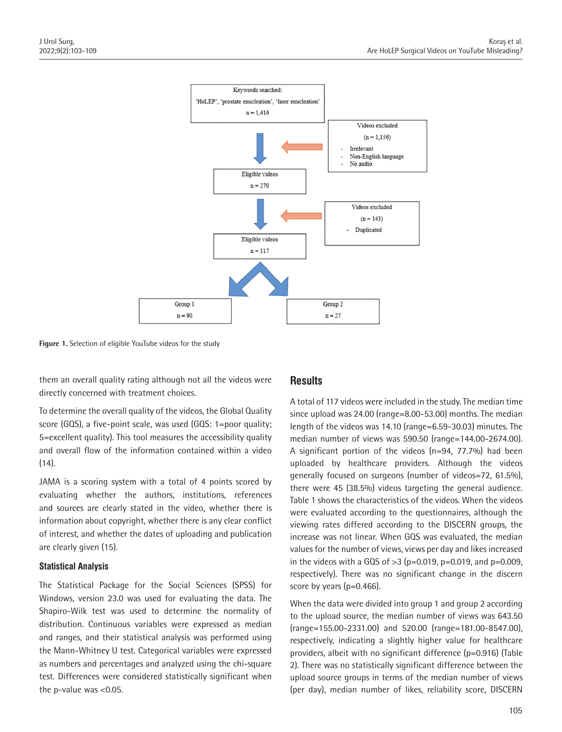Figure 1. Selection of eligible YouTube videos for the study

them an overall quality rating although not all the videos were directly concerned with treatment choices.

To determine the overall quality of the videos, the Global Quality score (GQS), a five-point scale, was used (GQS: 1=poor quality; 5=excellent quality). This tool measures the accessibility quality and overall flow of the information contained within a video (14).

JAMA is a scoring system with a total of 4 points scored by evaluating whether the authors, institutions, references and sources are clearly stated in the video, whether there is information about copyright, whether there is any clear conflict of interest, and whether the dates of uploading and publication are clearly given (15).

### Statistical Analysis

The Statistical Package for the Social Sciences (SPSS) for Windows, version 23.0 was used for evaluating the data. The Shapiro-Wilk test was used to determine the normality of distribution. Continuous variables were expressed as median and ranges, and their statistical analysis was performed using the Mann-Whitney U test. Categorical variables were expressed as numbers and percentages and analyzed using the chi-square test. Differences were considered statistically significant when the p-value was <0.05.

## Results

A total of 117 videos were included in the study. The median time since upload was 24.00 (range=8.00-53.00) months. The median length of the videos was 14.10 (range=6.59-30.03) minutes. The median number of views was 590.50 (range=144.00-2674.00). A significant portion of the videos (n=94, 77.7%) had been uploaded by healthcare providers. Although the videos generally focused on surgeons (number of videos=72, 61.5%), there were 45 (38.5%) videos targeting the general audience. Table 1 shows the characteristics of the videos. When the videos were evaluated according to the questionnaires, although the viewing rates differed according to the DISCERN groups, the increase was not linear. When GQS was evaluated, the median values for the number of views, views per day and likes increased in the videos with a GQS of >3 (p=0.019, p=0.019, and p=0.009, respectively). There was no significant change in the discern score by years (p=0.466).

When the data were divided into group 1 and group 2 according to the upload source, the median number of views was 643.50 (range=155.00-2331.00) and 520.00 (range=181.00-8547.00), respectively, indicating a slightly higher value for healthcare providers, albeit with no significant difference (p=0.916) (Table 2). There was no statistically significant difference between the upload source groups in terms of the median number of views (per day), median number of likes, reliability score, DISCERN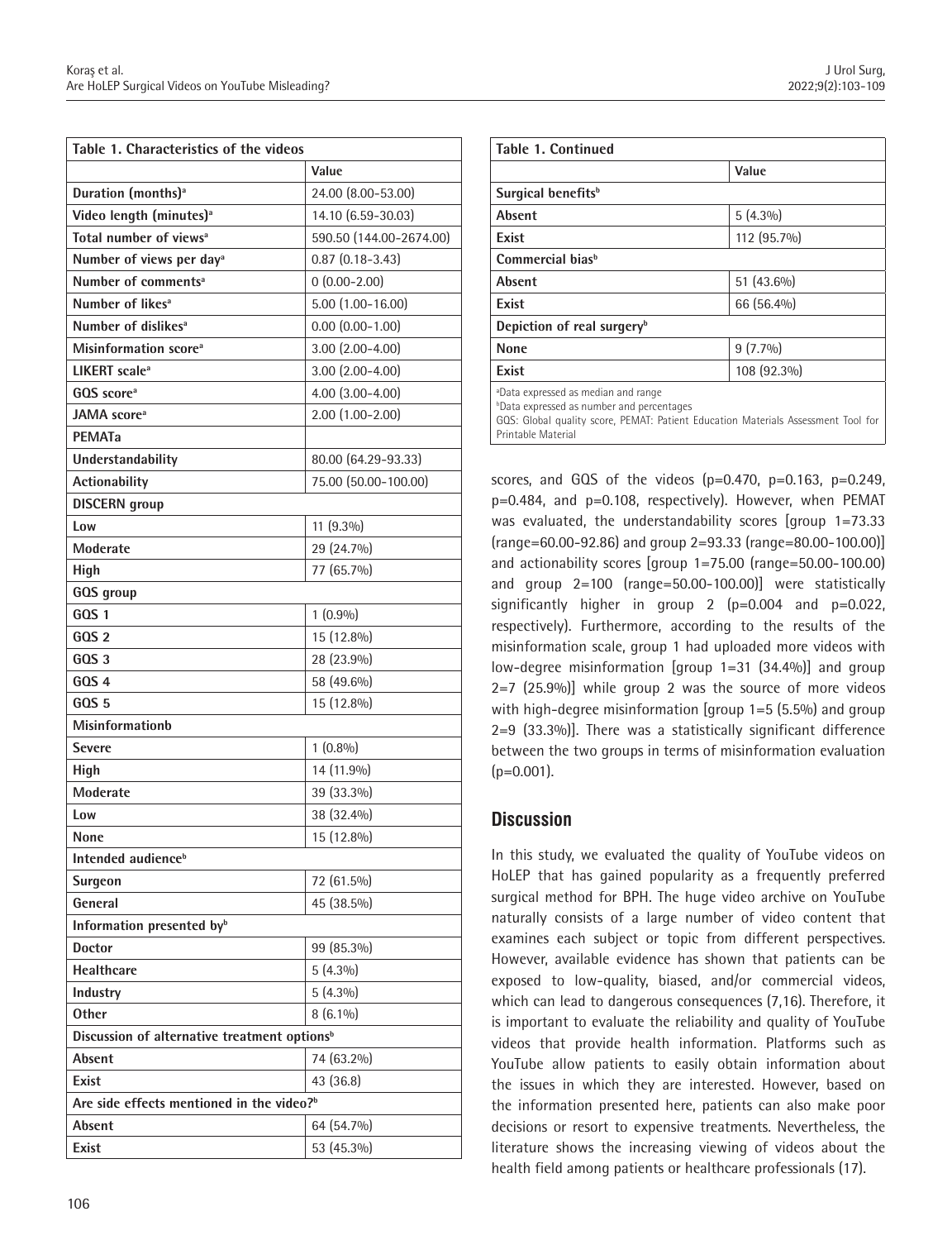| Table 1. Characteristics of the videos | |
|---|---|
| | Value |
| **Duration (months)**[a] | 24.00 (8.00-53.00) |
| **Video length (minutes)**[a] | 14.10 (6.59-30.03) |
| **Total number of views**[a] | 590.50 (144.00-2674.00) |
| **Number of views per day**[a] | 0.87 (0.18-3.43) |
| **Number of comments**[a] | 0 (0.00-2.00) |
| **Number of likes**[a] | 5.00 (1.00-16.00) |
| **Number of dislikes**[a] | 0.00 (0.00-1.00) |
| **Misinformation score**[a] | 3.00 (2.00-4.00) |
| **LIKERT scale**[a] | 3.00 (2.00-4.00) |
| **GQS score**[a] | 4.00 (3.00-4.00) |
| **JAMA score**[a] | 2.00 (1.00-2.00) |
| **PEMATa** | |
| **Understandability** | 80.00 (64.29-93.33) |
| **Actionability** | 75.00 (50.00-100.00) |
| **DISCERN group** | |
| **Low** | 11 (9.3%) |
| **Moderate** | 29 (24.7%) |
| **High** | 77 (65.7%) |
| **GQS group** | |
| **GQS 1** | 1 (0.9%) |
| **GQS 2** | 15 (12.8%) |
| **GQS 3** | 28 (23.9%) |
| **GQS 4** | 58 (49.6%) |
| **GQS 5** | 15 (12.8%) |
| **Misinformationb** | |
| **Severe** | 1 (0.8%) |
| **High** | 14 (11.9%) |
| **Moderate** | 39 (33.3%) |
| **Low** | 38 (32.4%) |
| **None** | 15 (12.8%) |
| **Intended audience**[b] | |
| **Surgeon** | 72 (61.5%) |
| **General** | 45 (38.5%) |
| **Information presented by**[b] | |
| **Doctor** | 99 (85.3%) |
| **Healthcare** | 5 (4.3%) |
| **Industry** | 5 (4.3%) |
| **Other** | 8 (6.1%) |
| **Discussion of alternative treatment options**[b] | |
| **Absent** | 74 (63.2%) |
| **Exist** | 43 (36.8) |
| **Are side effects mentioned in the video?**[b] | |
| **Absent** | 64 (54.7%) |
| **Exist** | 53 (45.3%) |
| **Surgical benefits**[b] | |
| **Absent** | 5 (4.3%) |
| **Exist** | 112 (95.7%) |
| **Commercial bias**[b] | |
| **Absent** | 51 (43.6%) |
| **Exist** | 66 (56.4%) |
| **Depiction of real surgery**[b] | |
| **None** | 9 (7.7%) |
| **Exist** | 108 (92.3%) |

[a]Data expressed as median and range
[b]Data expressed as number and percentages
GQS: Global quality score, PEMAT: Patient Education Materials Assessment Tool for Printable Material

scores, and GQS of the videos ($p=0.470$, $p=0.163$, $p=0.249$, $p=0.484$, and $p=0.108$, respectively). However, when PEMAT was evaluated, the understandability scores [group 1=73.33 (range=60.00-92.86) and group 2=93.33 (range=80.00-100.00)] and actionability scores [group 1=75.00 (range=50.00-100.00) and group 2=100 (range=50.00-100.00)] were statistically significantly higher in group 2 ($p=0.004$ and $p=0.022$, respectively). Furthermore, according to the results of the misinformation scale, group 1 had uploaded more videos with low-degree misinformation [group 1=31 (34.4%)] and group 2=7 (25.9%)] while group 2 was the source of more videos with high-degree misinformation [group 1=5 (5.5%) and group 2=9 (33.3%)]. There was a statistically significant difference between the two groups in terms of misinformation evaluation ($p=0.001$).

## Discussion

In this study, we evaluated the quality of YouTube videos on HoLEP that has gained popularity as a frequently preferred surgical method for BPH. The huge video archive on YouTube naturally consists of a large number of video content that examines each subject or topic from different perspectives. However, available evidence has shown that patients can be exposed to low-quality, biased, and/or commercial videos, which can lead to dangerous consequences (7,16). Therefore, it is important to evaluate the reliability and quality of YouTube videos that provide health information. Platforms such as YouTube allow patients to easily obtain information about the issues in which they are interested. However, based on the information presented here, patients can also make poor decisions or resort to expensive treatments. Nevertheless, the literature shows the increasing viewing of videos about the health field among patients or healthcare professionals (17).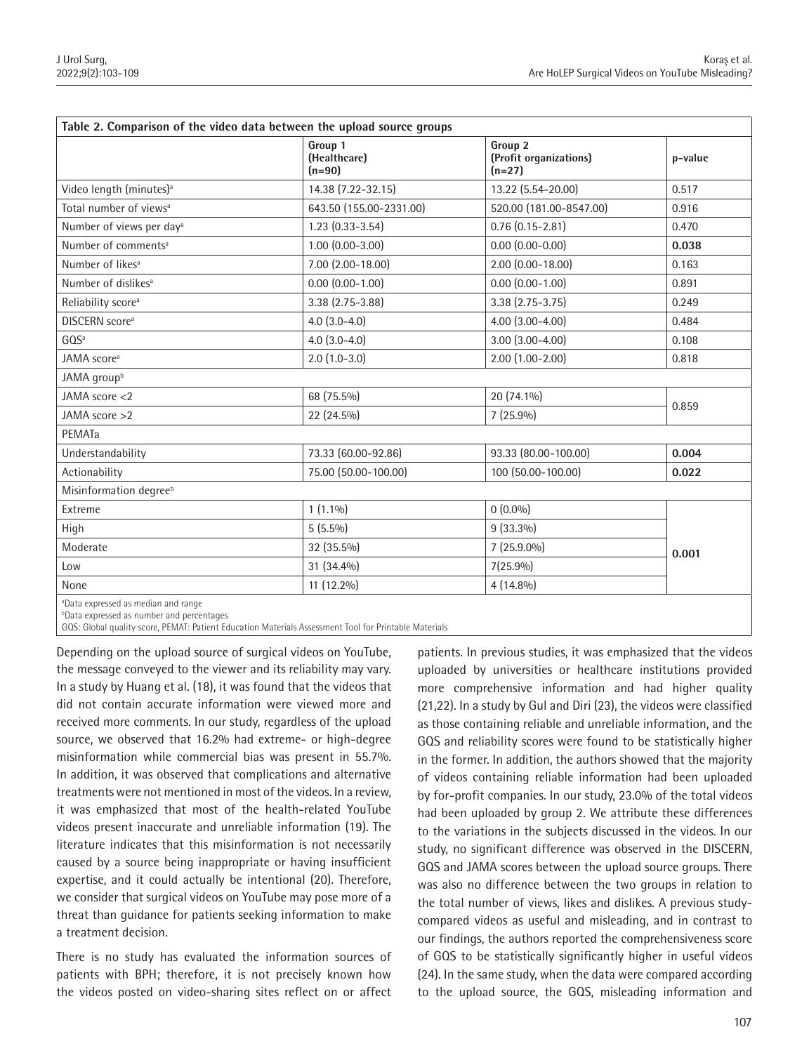**Table 2. Comparison of the video data between the upload source groups**

| | Group 1 (Healthcare) (n=90) | Group 2 (Profit organizations) (n=27) | p-value |
|---|---|---|---|
| Video length (minutes)[a] | 14.38 (7.22-32.15) | 13.22 (5.54-20.00) | 0.517 |
| Total number of views[a] | 643.50 (155.00-2331.00) | 520.00 (181.00-8547.00) | 0.916 |
| Number of views per day[a] | 1.23 (0.33-3.54) | 0.76 (0.15-2.81) | 0.470 |
| Number of comments[a] | 1.00 (0.00-3.00) | 0.00 (0.00-0.00) | **0.038** |
| Number of likes[a] | 7.00 (2.00-18.00) | 2.00 (0.00-18.00) | 0.163 |
| Number of dislikes[a] | 0.00 (0.00-1.00) | 0.00 (0.00-1.00) | 0.891 |
| Reliability score[a] | 3.38 (2.75-3.88) | 3.38 (2.75-3.75) | 0.249 |
| DISCERN score[a] | 4.0 (3.0-4.0) | 4.00 (3.00-4.00) | 0.484 |
| GQS[a] | 4.0 (3.0-4.0) | 3.00 (3.00-4.00) | 0.108 |
| JAMA score[a] | 2.0 (1.0-3.0) | 2.00 (1.00-2.00) | 0.818 |
| JAMA group[b] | | | |
| JAMA score <2 | 68 (75.5%) | 20 (74.1%) | 0.859 |
| JAMA score >2 | 22 (24.5%) | 7 (25.9%) | |
| PEMATa | | | |
| Understandability | 73.33 (60.00-92.86) | 93.33 (80.00-100.00) | **0.004** |
| Actionability | 75.00 (50.00-100.00) | 100 (50.00-100.00) | **0.022** |
| Misinformation degree[b] | | | |
| Extreme | 1 (1.1%) | 0 (0.0%) | **0.001** |
| High | 5 (5.5%) | 9 (33.3%) | |
| Moderate | 32 (35.5%) | 7 (25.9.0%) | |
| Low | 31 (34.4%) | 7(25.9%) | |
| None | 11 (12.2%) | 4 (14.8%) | |

[a]Data expressed as median and range
[b]Data expressed as number and percentages
GQS: Global quality score, PEMAT: Patient Education Materials Assessment Tool for Printable Materials

Depending on the upload source of surgical videos on YouTube, the message conveyed to the viewer and its reliability may vary. In a study by Huang et al. (18), it was found that the videos that did not contain accurate information were viewed more and received more comments. In our study, regardless of the upload source, we observed that 16.2% had extreme- or high-degree misinformation while commercial bias was present in 55.7%. In addition, it was observed that complications and alternative treatments were not mentioned in most of the videos. In a review, it was emphasized that most of the health-related YouTube videos present inaccurate and unreliable information (19). The literature indicates that this misinformation is not necessarily caused by a source being inappropriate or having insufficient expertise, and it could actually be intentional (20). Therefore, we consider that surgical videos on YouTube may pose more of a threat than guidance for patients seeking information to make a treatment decision.

There is no study has evaluated the information sources of patients with BPH; therefore, it is not precisely known how the videos posted on video-sharing sites reflect on or affect patients. In previous studies, it was emphasized that the videos uploaded by universities or healthcare institutions provided more comprehensive information and had higher quality (21,22). In a study by Gul and Diri (23), the videos were classified as those containing reliable and unreliable information, and the GQS and reliability scores were found to be statistically higher in the former. In addition, the authors showed that the majority of videos containing reliable information had been uploaded by for-profit companies. In our study, 23.0% of the total videos had been uploaded by group 2. We attribute these differences to the variations in the subjects discussed in the videos. In our study, no significant difference was observed in the DISCERN, GQS and JAMA scores between the upload source groups. There was also no difference between the two groups in relation to the total number of views, likes and dislikes. A previous study-compared videos as useful and misleading, and in contrast to our findings, the authors reported the comprehensiveness score of GQS to be statistically significantly higher in useful videos (24). In the same study, when the data were compared according to the upload source, the GQS, misleading information and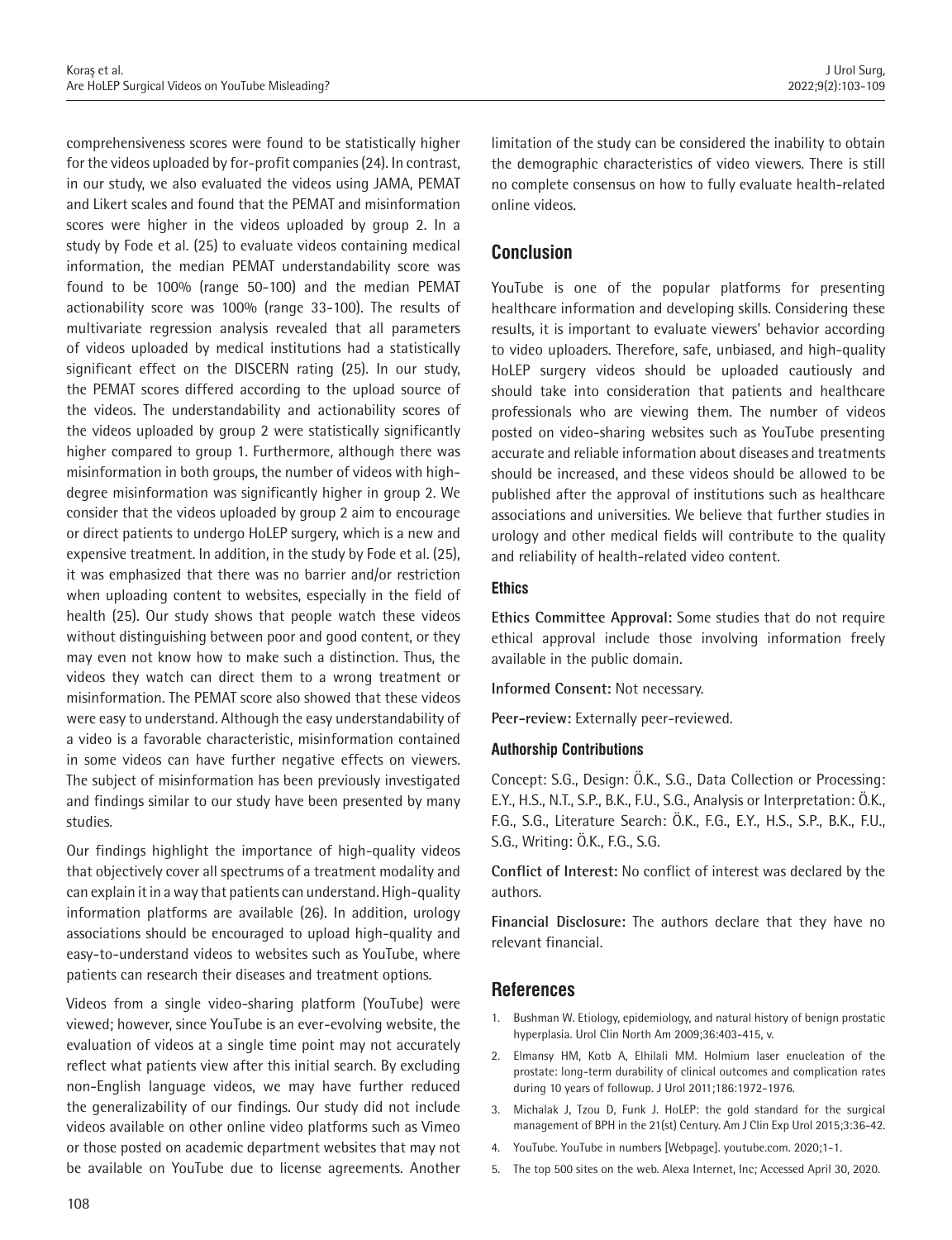comprehensiveness scores were found to be statistically higher for the videos uploaded by for-profit companies (24). In contrast, in our study, we also evaluated the videos using JAMA, PEMAT and Likert scales and found that the PEMAT and misinformation scores were higher in the videos uploaded by group 2. In a study by Fode et al. (25) to evaluate videos containing medical information, the median PEMAT understandability score was found to be 100% (range 50-100) and the median PEMAT actionability score was 100% (range 33-100). The results of multivariate regression analysis revealed that all parameters of videos uploaded by medical institutions had a statistically significant effect on the DISCERN rating (25). In our study, the PEMAT scores differed according to the upload source of the videos. The understandability and actionability scores of the videos uploaded by group 2 were statistically significantly higher compared to group 1. Furthermore, although there was misinformation in both groups, the number of videos with high-degree misinformation was significantly higher in group 2. We consider that the videos uploaded by group 2 aim to encourage or direct patients to undergo HoLEP surgery, which is a new and expensive treatment. In addition, in the study by Fode et al. (25), it was emphasized that there was no barrier and/or restriction when uploading content to websites, especially in the field of health (25). Our study shows that people watch these videos without distinguishing between poor and good content, or they may even not know how to make such a distinction. Thus, the videos they watch can direct them to a wrong treatment or misinformation. The PEMAT score also showed that these videos were easy to understand. Although the easy understandability of a video is a favorable characteristic, misinformation contained in some videos can have further negative effects on viewers. The subject of misinformation has been previously investigated and findings similar to our study have been presented by many studies.

Our findings highlight the importance of high-quality videos that objectively cover all spectrums of a treatment modality and can explain it in a way that patients can understand. High-quality information platforms are available (26). In addition, urology associations should be encouraged to upload high-quality and easy-to-understand videos to websites such as YouTube, where patients can research their diseases and treatment options.

Videos from a single video-sharing platform (YouTube) were viewed; however, since YouTube is an ever-evolving website, the evaluation of videos at a single time point may not accurately reflect what patients view after this initial search. By excluding non-English language videos, we may have further reduced the generalizability of our findings. Our study did not include videos available on other online video platforms such as Vimeo or those posted on academic department websites that may not be available on YouTube due to license agreements. Another limitation of the study can be considered the inability to obtain the demographic characteristics of video viewers. There is still no complete consensus on how to fully evaluate health-related online videos.

## Conclusion

YouTube is one of the popular platforms for presenting healthcare information and developing skills. Considering these results, it is important to evaluate viewers' behavior according to video uploaders. Therefore, safe, unbiased, and high-quality HoLEP surgery videos should be uploaded cautiously and should take into consideration that patients and healthcare professionals who are viewing them. The number of videos posted on video-sharing websites such as YouTube presenting accurate and reliable information about diseases and treatments should be increased, and these videos should be allowed to be published after the approval of institutions such as healthcare associations and universities. We believe that further studies in urology and other medical fields will contribute to the quality and reliability of health-related video content.

### Ethics

**Ethics Committee Approval:** Some studies that do not require ethical approval include those involving information freely available in the public domain.

**Informed Consent:** Not necessary.

**Peer-review:** Externally peer-reviewed.

### Authorship Contributions

Concept: S.G., Design: Ö.K., S.G., Data Collection or Processing: E.Y., H.S., N.T., S.P., B.K., F.U., S.G., Analysis or Interpretation: Ö.K., F.G., S.G., Literature Search: Ö.K., F.G., E.Y., H.S., S.P., B.K., F.U., S.G., Writing: Ö.K., F.G., S.G.

**Conflict of Interest:** No conflict of interest was declared by the authors.

**Financial Disclosure:** The authors declare that they have no relevant financial.

## References

1. Bushman W. Etiology, epidemiology, and natural history of benign prostatic hyperplasia. Urol Clin North Am 2009;36:403-415, v.
2. Elmansy HM, Kotb A, Elhilali MM. Holmium laser enucleation of the prostate: long-term durability of clinical outcomes and complication rates during 10 years of followup. J Urol 2011;186:1972-1976.
3. Michalak J, Tzou D, Funk J. HoLEP: the gold standard for the surgical management of BPH in the 21(st) Century. Am J Clin Exp Urol 2015;3:36-42.
4. YouTube. YouTube in numbers [Webpage]. youtube.com. 2020;1-1.
5. The top 500 sites on the web. Alexa Internet, Inc; Accessed April 30, 2020.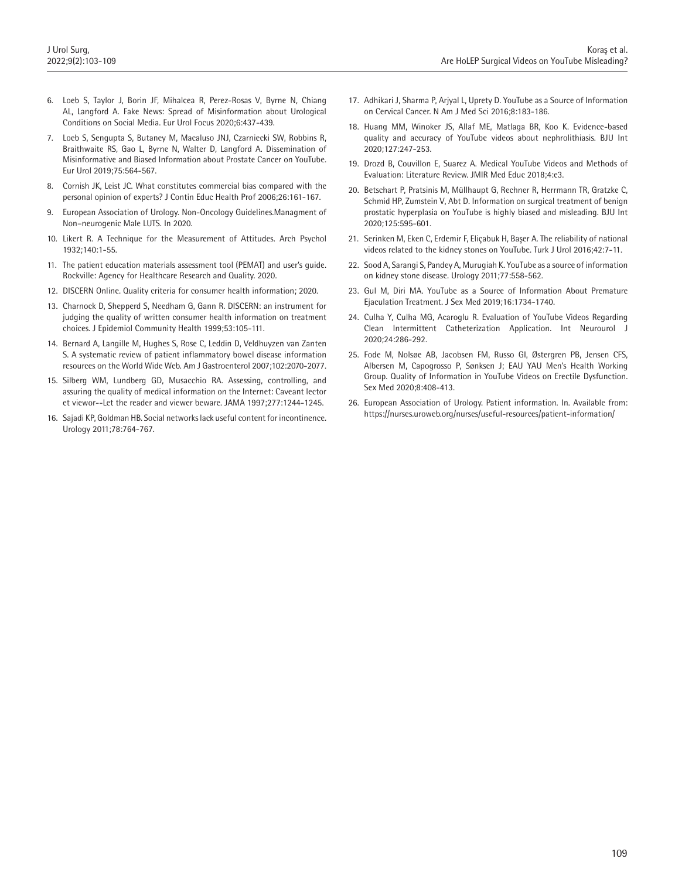6. Loeb S, Taylor J, Borin JF, Mihalcea R, Perez-Rosas V, Byrne N, Chiang AL, Langford A. Fake News: Spread of Misinformation about Urological Conditions on Social Media. Eur Urol Focus 2020;6:437-439.
7. Loeb S, Sengupta S, Butaney M, Macaluso JNJ, Czarniecki SW, Robbins R, Braithwaite RS, Gao L, Byrne N, Walter D, Langford A. Dissemination of Misinformative and Biased Information about Prostate Cancer on YouTube. Eur Urol 2019;75:564-567.
8. Cornish JK, Leist JC. What constitutes commercial bias compared with the personal opinion of experts? J Contin Educ Health Prof 2006;26:161-167.
9. European Association of Urology. Non-Oncology Guidelines.Managment of Non–neurogenic Male LUTS. In 2020.
10. Likert R. A Technique for the Measurement of Attitudes. Arch Psychol 1932;140:1-55.
11. The patient education materials assessment tool (PEMAT) and user's guide. Rockville: Agency for Healthcare Research and Quality. 2020.
12. DISCERN Online. Quality criteria for consumer health information; 2020.
13. Charnock D, Shepperd S, Needham G, Gann R. DISCERN: an instrument for judging the quality of written consumer health information on treatment choices. J Epidemiol Community Health 1999;53:105-111.
14. Bernard A, Langille M, Hughes S, Rose C, Leddin D, Veldhuyzen van Zanten S. A systematic review of patient inflammatory bowel disease information resources on the World Wide Web. Am J Gastroenterol 2007;102:2070-2077.
15. Silberg WM, Lundberg GD, Musacchio RA. Assessing, controlling, and assuring the quality of medical information on the Internet: Caveant lector et viewor--Let the reader and viewer beware. JAMA 1997;277:1244-1245.
16. Sajadi KP, Goldman HB. Social networks lack useful content for incontinence. Urology 2011;78:764-767.
17. Adhikari J, Sharma P, Arjyal L, Uprety D. YouTube as a Source of Information on Cervical Cancer. N Am J Med Sci 2016;8:183-186.
18. Huang MM, Winoker JS, Allaf ME, Matlaga BR, Koo K. Evidence-based quality and accuracy of YouTube videos about nephrolithiasis. BJU Int 2020;127:247-253.
19. Drozd B, Couvillon E, Suarez A. Medical YouTube Videos and Methods of Evaluation: Literature Review. JMIR Med Educ 2018;4:e3.
20. Betschart P, Pratsinis M, Müllhaupt G, Rechner R, Herrmann TR, Gratzke C, Schmid HP, Zumstein V, Abt D. Information on surgical treatment of benign prostatic hyperplasia on YouTube is highly biased and misleading. BJU Int 2020;125:595-601.
21. Serinken M, Eken C, Erdemir F, Eliçabuk H, Başer A. The reliability of national videos related to the kidney stones on YouTube. Turk J Urol 2016;42:7-11.
22. Sood A, Sarangi S, Pandey A, Murugiah K. YouTube as a source of information on kidney stone disease. Urology 2011;77:558-562.
23. Gul M, Diri MA. YouTube as a Source of Information About Premature Ejaculation Treatment. J Sex Med 2019;16:1734-1740.
24. Culha Y, Culha MG, Acaroglu R. Evaluation of YouTube Videos Regarding Clean Intermittent Catheterization Application. Int Neurourol J 2020;24:286-292.
25. Fode M, Nolsøe AB, Jacobsen FM, Russo GI, Østergren PB, Jensen CFS, Albersen M, Capogrosso P, Sønksen J; EAU YAU Men's Health Working Group. Quality of Information in YouTube Videos on Erectile Dysfunction. Sex Med 2020;8:408-413.
26. European Association of Urology. Patient information. In. Available from: https://nurses.uroweb.org/nurses/useful-resources/patient-information/